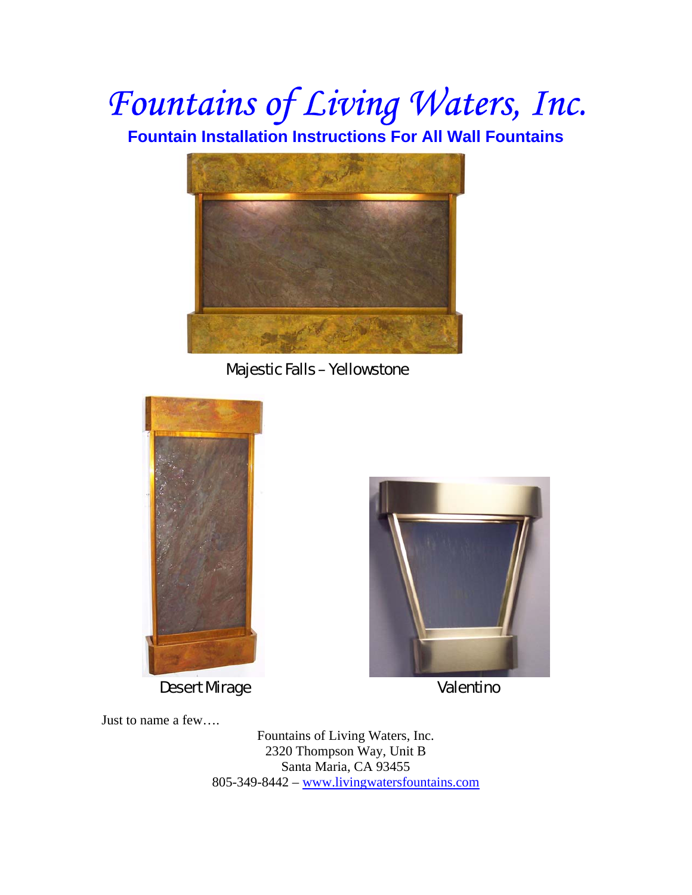# *Fountains of Living Waters, Inc.*

## Fountain Installation Instructions For All Wall Fountains

Majestic Falls – Yellowstone

Desert Mirage

Valentino

Just to name a few….

Fountains of Living Waters, Inc.
2320 Thompson Way, Unit B
Santa Maria, CA 93455
805-349-8442 – www.livingwatersfountains.com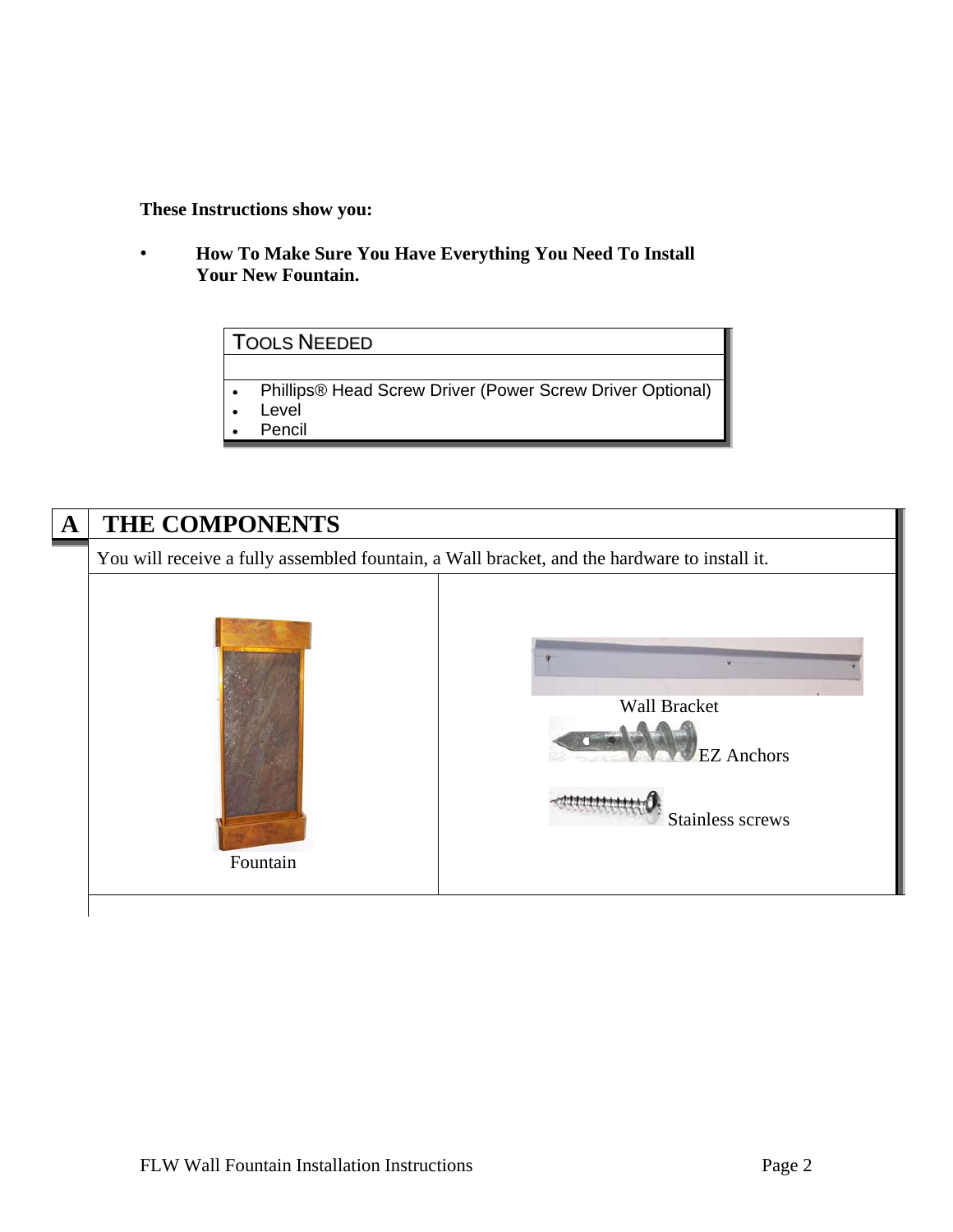**These Instructions show you:**

- **How To Make Sure You Have Everything You Need To Install Your New Fountain.**

| TOOLS NEEDED |
| --- |
| • Phillips® Head Screw Driver (Power Screw Driver Optional)<br>• Level<br>• Pencil |

## A THE COMPONENTS

You will receive a fully assembled fountain, a Wall bracket, and the hardware to install it.

| | |
| --- | --- |
| Fountain | Wall Bracket<br>EZ Anchors<br>Stainless screws |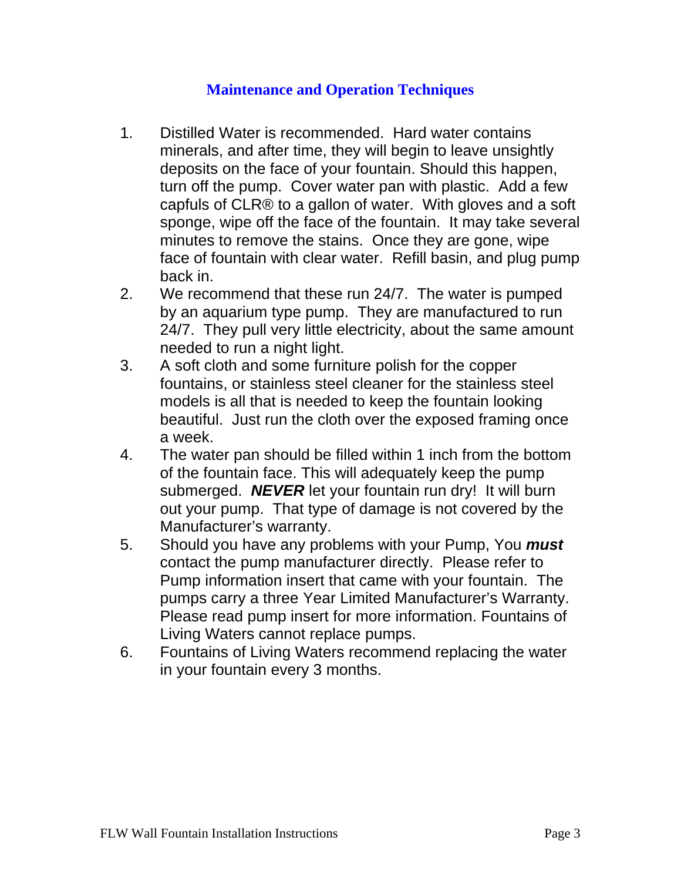## Maintenance and Operation Techniques

1. Distilled Water is recommended. Hard water contains minerals, and after time, they will begin to leave unsightly deposits on the face of your fountain. Should this happen, turn off the pump. Cover water pan with plastic. Add a few capfuls of CLR® to a gallon of water. With gloves and a soft sponge, wipe off the face of the fountain. It may take several minutes to remove the stains. Once they are gone, wipe face of fountain with clear water. Refill basin, and plug pump back in.
2. We recommend that these run 24/7. The water is pumped by an aquarium type pump. They are manufactured to run 24/7. They pull very little electricity, about the same amount needed to run a night light.
3. A soft cloth and some furniture polish for the copper fountains, or stainless steel cleaner for the stainless steel models is all that is needed to keep the fountain looking beautiful. Just run the cloth over the exposed framing once a week.
4. The water pan should be filled within 1 inch from the bottom of the fountain face. This will adequately keep the pump submerged. ***NEVER*** let your fountain run dry! It will burn out your pump. That type of damage is not covered by the Manufacturer's warranty.
5. Should you have any problems with your Pump, You ***must*** contact the pump manufacturer directly. Please refer to Pump information insert that came with your fountain. The pumps carry a three Year Limited Manufacturer's Warranty. Please read pump insert for more information. Fountains of Living Waters cannot replace pumps.
6. Fountains of Living Waters recommend replacing the water in your fountain every 3 months.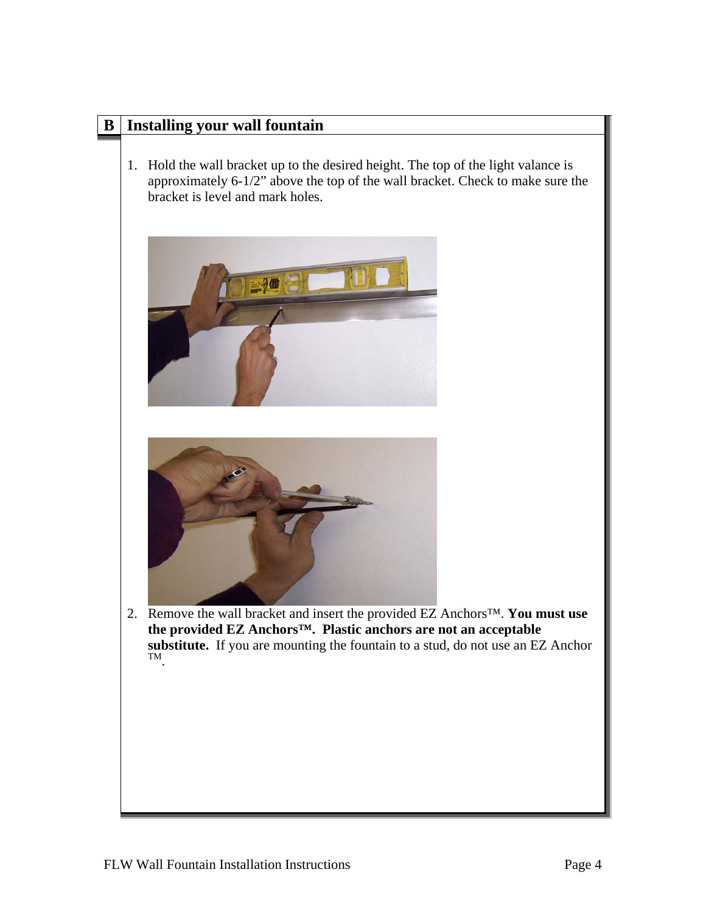## B Installing your wall fountain

1. Hold the wall bracket up to the desired height. The top of the light valance is approximately 6-1/2" above the top of the wall bracket. Check to make sure the bracket is level and mark holes.

2. Remove the wall bracket and insert the provided EZ Anchors™. **You must use the provided EZ Anchors™. Plastic anchors are not an acceptable substitute.** If you are mounting the fountain to a stud, do not use an EZ Anchor ™.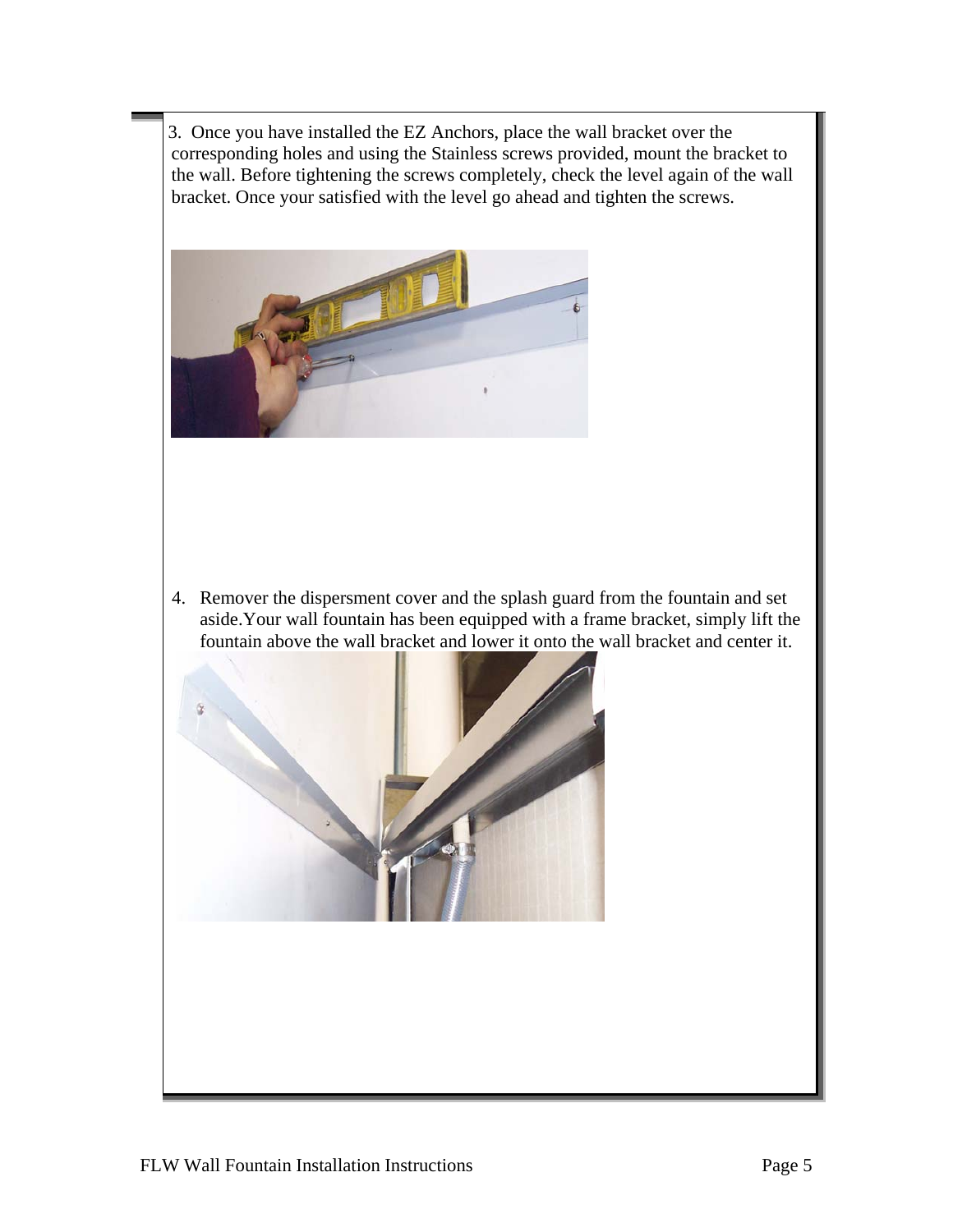3. Once you have installed the EZ Anchors, place the wall bracket over the corresponding holes and using the Stainless screws provided, mount the bracket to the wall. Before tightening the screws completely, check the level again of the wall bracket. Once your satisfied with the level go ahead and tighten the screws.

4. Remover the dispersment cover and the splash guard from the fountain and set aside.Your wall fountain has been equipped with a frame bracket, simply lift the fountain above the wall bracket and lower it onto the wall bracket and center it.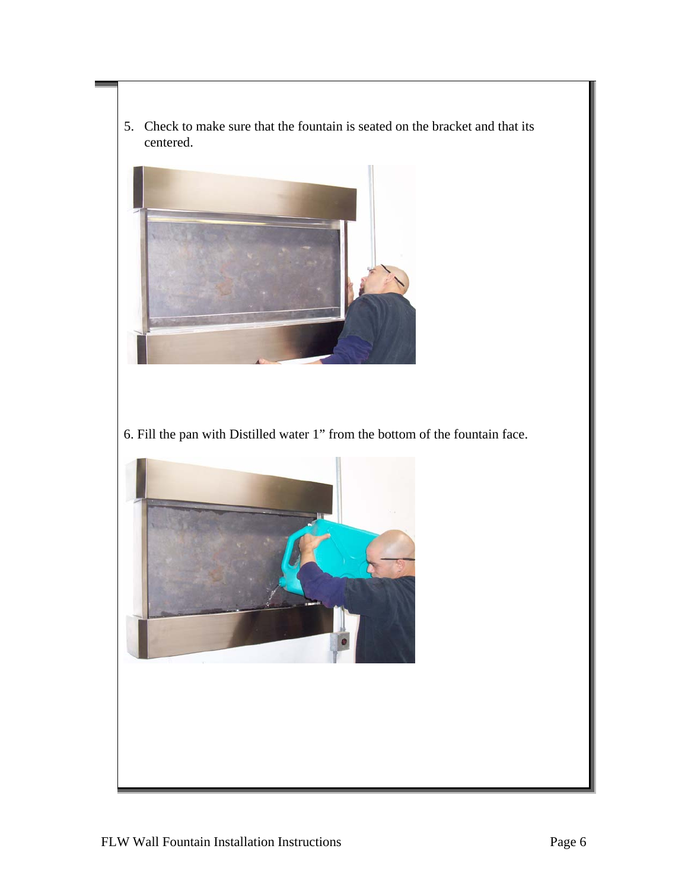5. Check to make sure that the fountain is seated on the bracket and that its centered.

6. Fill the pan with Distilled water 1” from the bottom of the fountain face.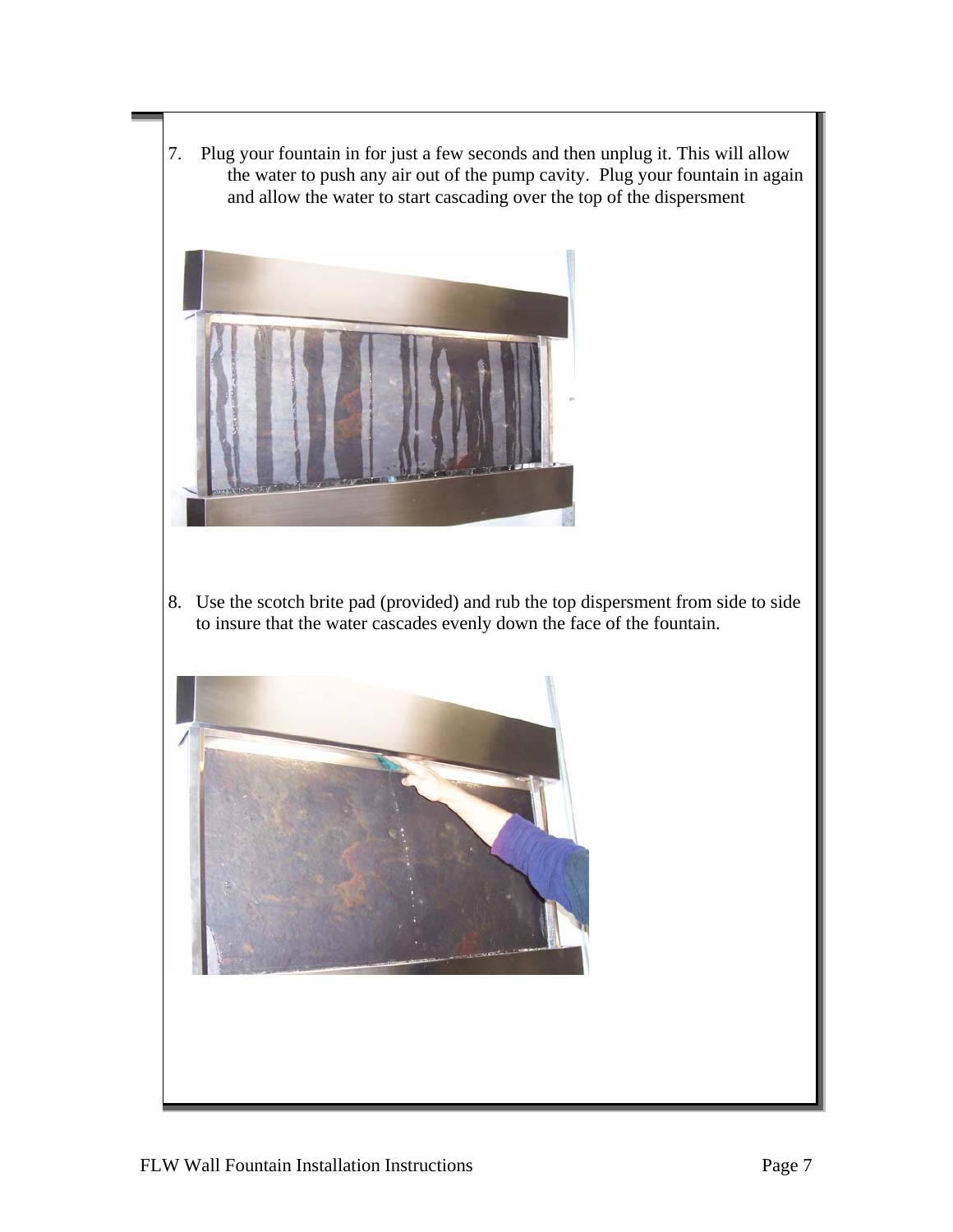7. Plug your fountain in for just a few seconds and then unplug it. This will allow the water to push any air out of the pump cavity. Plug your fountain in again and allow the water to start cascading over the top of the dispersment

8. Use the scotch brite pad (provided) and rub the top dispersment from side to side to insure that the water cascades evenly down the face of the fountain.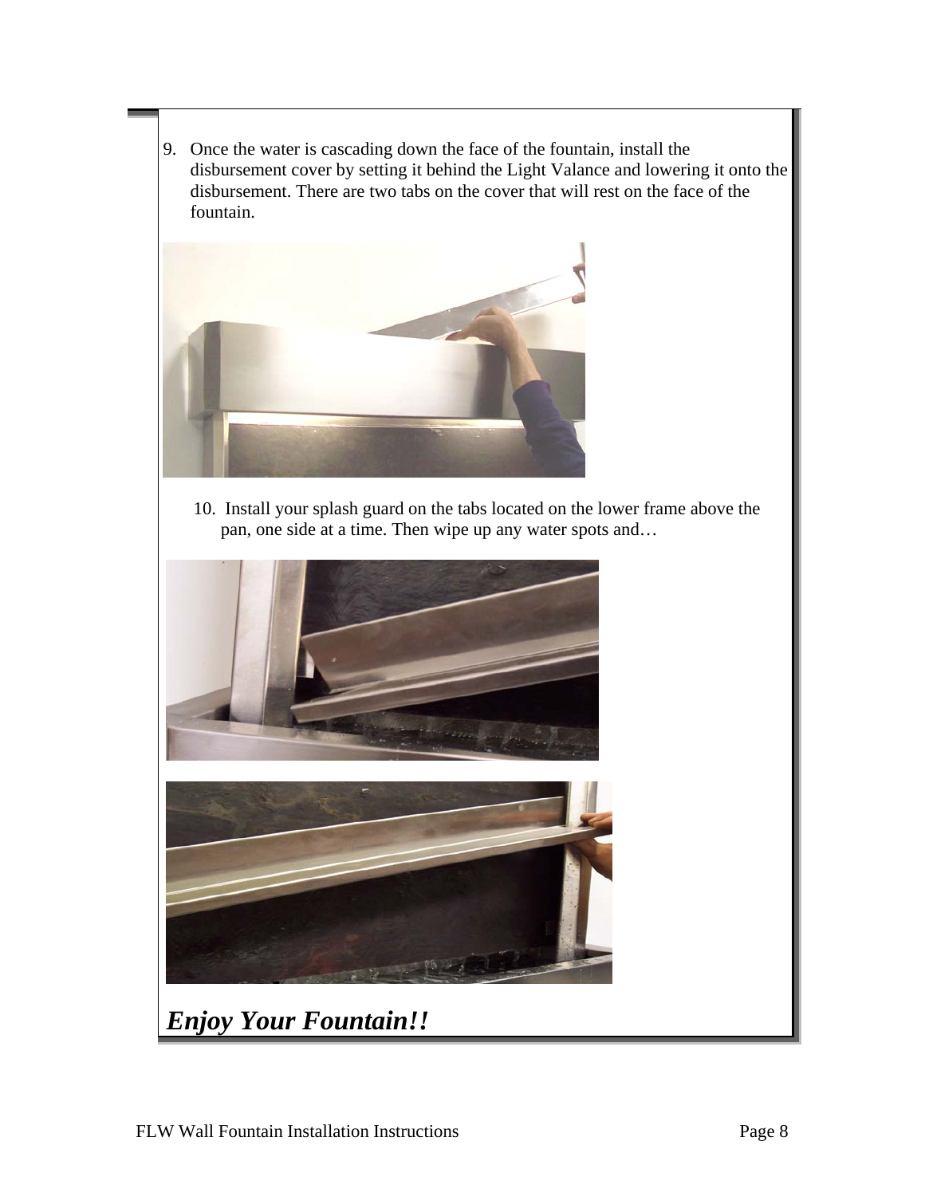9. Once the water is cascading down the face of the fountain, install the disbursement cover by setting it behind the Light Valance and lowering it onto the disbursement. There are two tabs on the cover that will rest on the face of the fountain.

10. Install your splash guard on the tabs located on the lower frame above the pan, one side at a time. Then wipe up any water spots and…

***Enjoy Your Fountain!!***